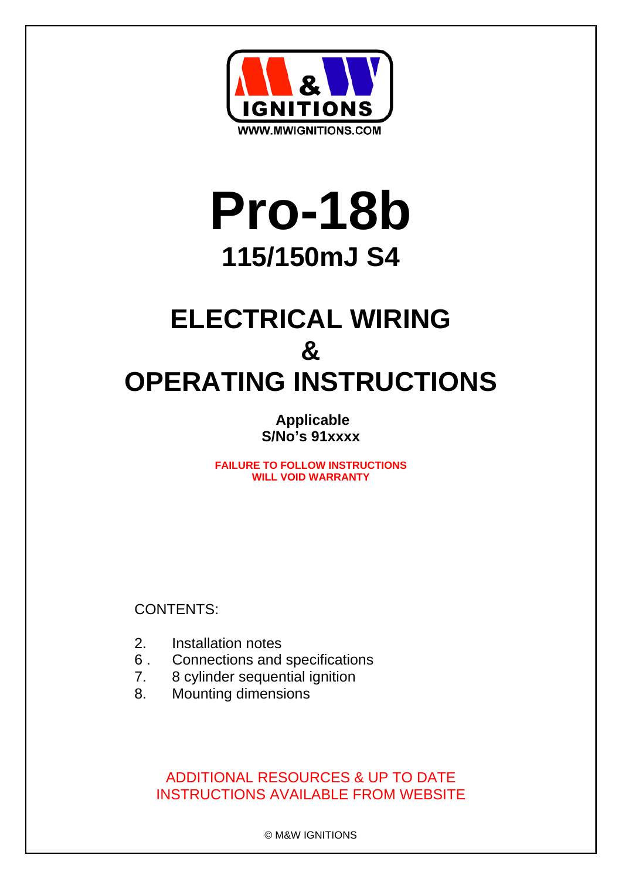M & W IGNITIONS

WWW.MWIGNITIONS.COM

# Pro-18b

## 115/150mJ S4

# ELECTRICAL WIRING
# &
# OPERATING INSTRUCTIONS

**Applicable**
**S/No's 91xxxx**

**FAILURE TO FOLLOW INSTRUCTIONS**
**WILL VOID WARRANTY**

CONTENTS:

2. Installation notes
6 . Connections and specifications
7. 8 cylinder sequential ignition
8. Mounting dimensions

ADDITIONAL RESOURCES & UP TO DATE INSTRUCTIONS AVAILABLE FROM WEBSITE

© M&W IGNITIONS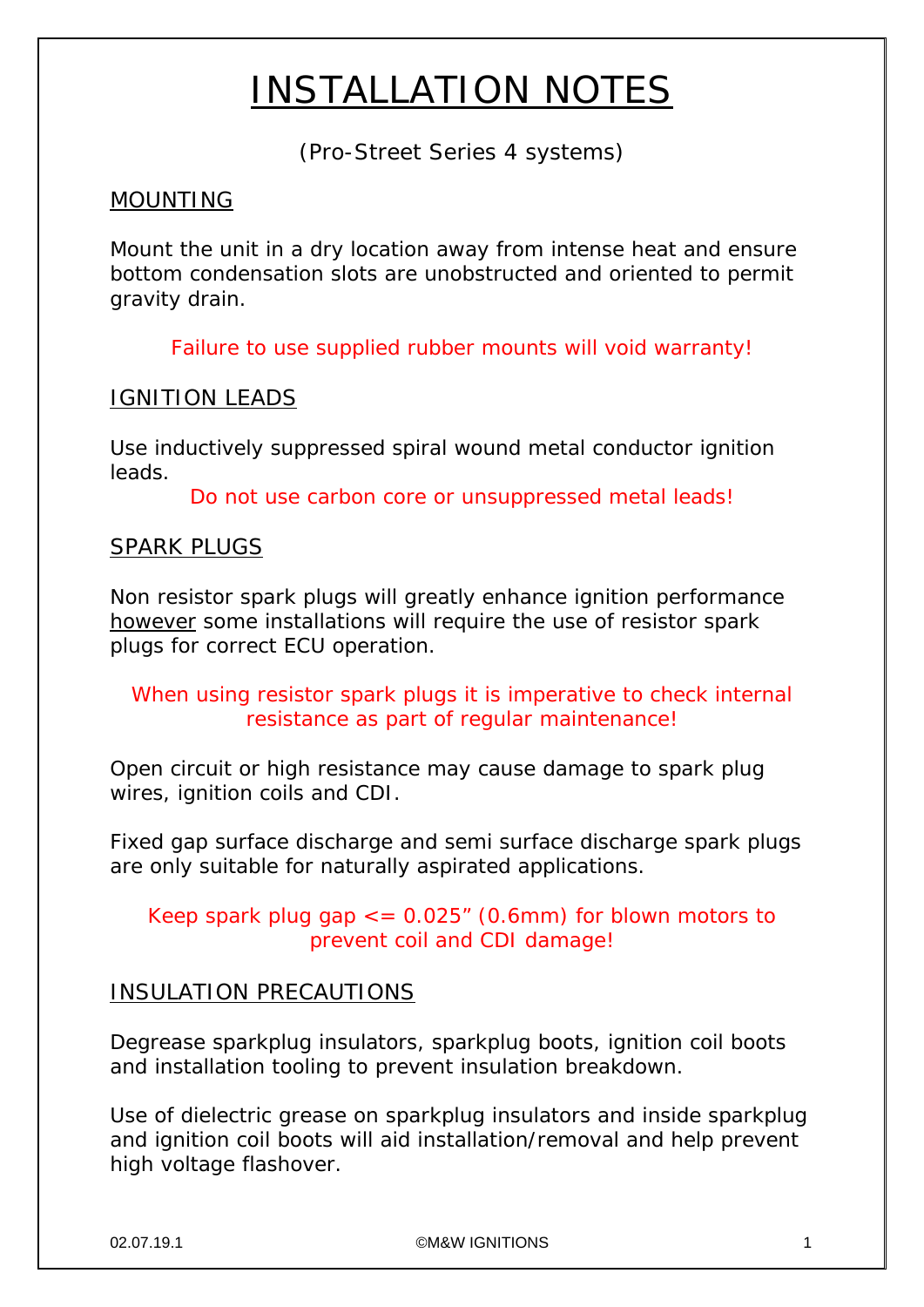# INSTALLATION NOTES

(Pro-Street Series 4 systems)

## MOUNTING

Mount the unit in a dry location away from intense heat and ensure bottom condensation slots are unobstructed and oriented to permit gravity drain.

Failure to use supplied rubber mounts will void warranty!

## IGNITION LEADS

Use inductively suppressed spiral wound metal conductor ignition leads.

Do not use carbon core or unsuppressed metal leads!

## SPARK PLUGS

Non resistor spark plugs will greatly enhance ignition performance however some installations will require the use of resistor spark plugs for correct ECU operation.

When using resistor spark plugs it is imperative to check internal resistance as part of regular maintenance!

Open circuit or high resistance may cause damage to spark plug wires, ignition coils and CDI.

Fixed gap surface discharge and semi surface discharge spark plugs are only suitable for naturally aspirated applications.

Keep spark plug gap <= 0.025" (0.6mm) for blown motors to prevent coil and CDI damage!

## INSULATION PRECAUTIONS

Degrease sparkplug insulators, sparkplug boots, ignition coil boots and installation tooling to prevent insulation breakdown.

Use of dielectric grease on sparkplug insulators and inside sparkplug and ignition coil boots will aid installation/removal and help prevent high voltage flashover.

02.07.19.1 ©M&W IGNITIONS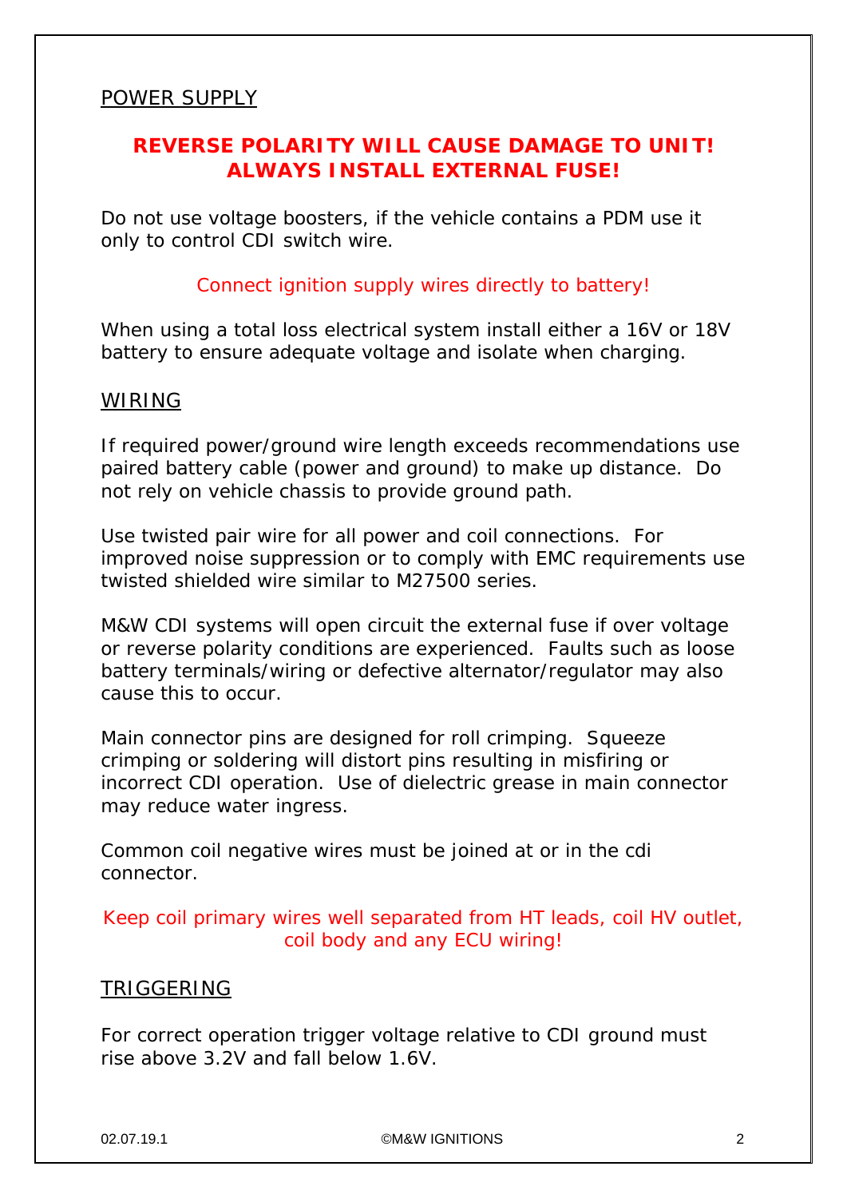## POWER SUPPLY

**REVERSE POLARITY WILL CAUSE DAMAGE TO UNIT!**
**ALWAYS INSTALL EXTERNAL FUSE!**

Do not use voltage boosters, if the vehicle contains a PDM use it only to control CDI switch wire.

Connect ignition supply wires directly to battery!

When using a total loss electrical system install either a 16V or 18V battery to ensure adequate voltage and isolate when charging.

## WIRING

If required power/ground wire length exceeds recommendations use paired battery cable (power and ground) to make up distance. Do not rely on vehicle chassis to provide ground path.

Use twisted pair wire for all power and coil connections. For improved noise suppression or to comply with EMC requirements use twisted shielded wire similar to M27500 series.

M&W CDI systems will open circuit the external fuse if over voltage or reverse polarity conditions are experienced. Faults such as loose battery terminals/wiring or defective alternator/regulator may also cause this to occur.

Main connector pins are designed for roll crimping. Squeeze crimping or soldering will distort pins resulting in misfiring or incorrect CDI operation. Use of dielectric grease in main connector may reduce water ingress.

Common coil negative wires must be joined at or in the cdi connector.

Keep coil primary wires well separated from HT leads, coil HV outlet, coil body and any ECU wiring!

## TRIGGERING

For correct operation trigger voltage relative to CDI ground must rise above 3.2V and fall below 1.6V.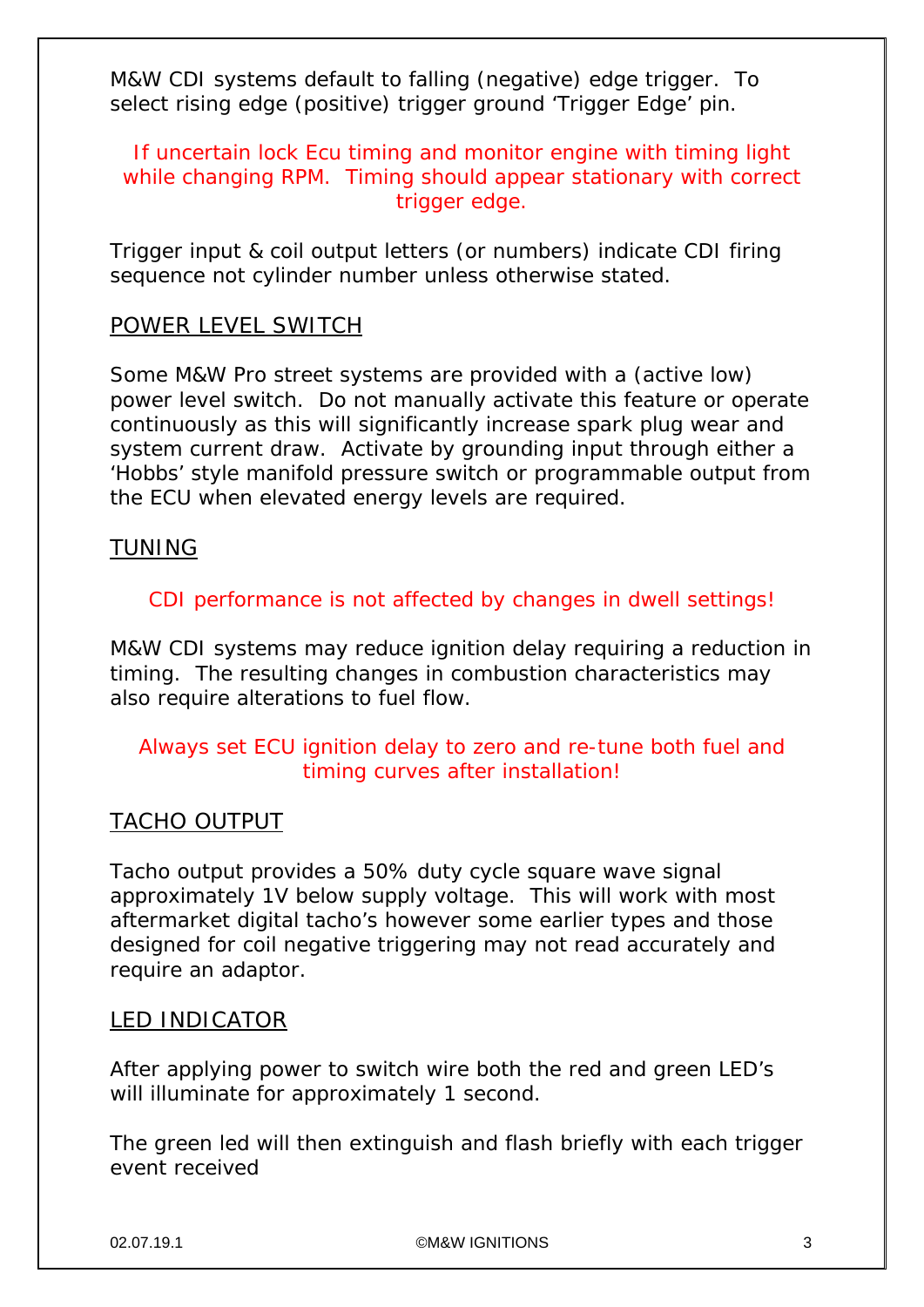M&W CDI systems default to falling (negative) edge trigger. To select rising edge (positive) trigger ground 'Trigger Edge' pin.

If uncertain lock Ecu timing and monitor engine with timing light while changing RPM. Timing should appear stationary with correct trigger edge.

Trigger input & coil output letters (or numbers) indicate CDI firing sequence not cylinder number unless otherwise stated.

## POWER LEVEL SWITCH

Some M&W Pro street systems are provided with a (active low) power level switch. Do not manually activate this feature or operate continuously as this will significantly increase spark plug wear and system current draw. Activate by grounding input through either a 'Hobbs' style manifold pressure switch or programmable output from the ECU when elevated energy levels are required.

## TUNING

CDI performance is not affected by changes in dwell settings!

M&W CDI systems may reduce ignition delay requiring a reduction in timing. The resulting changes in combustion characteristics may also require alterations to fuel flow.

Always set ECU ignition delay to zero and re-tune both fuel and timing curves after installation!

## TACHO OUTPUT

Tacho output provides a 50% duty cycle square wave signal approximately 1V below supply voltage. This will work with most aftermarket digital tacho's however some earlier types and those designed for coil negative triggering may not read accurately and require an adaptor.

## LED INDICATOR

After applying power to switch wire both the red and green LED's will illuminate for approximately 1 second.

The green led will then extinguish and flash briefly with each trigger event received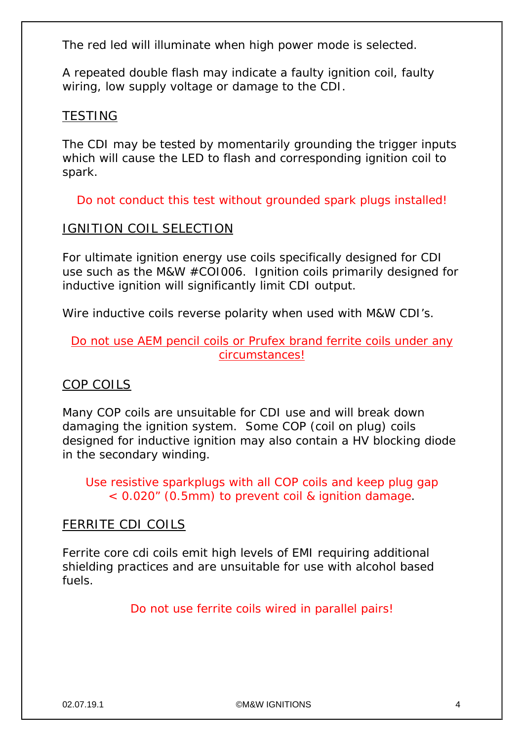The red led will illuminate when high power mode is selected.

A repeated double flash may indicate a faulty ignition coil, faulty wiring, low supply voltage or damage to the CDI.

## TESTING

The CDI may be tested by momentarily grounding the trigger inputs which will cause the LED to flash and corresponding ignition coil to spark.

Do not conduct this test without grounded spark plugs installed!

## IGNITION COIL SELECTION

For ultimate ignition energy use coils specifically designed for CDI use such as the M&W #COI006. Ignition coils primarily designed for inductive ignition will significantly limit CDI output.

Wire inductive coils reverse polarity when used with M&W CDI's.

Do not use AEM pencil coils or Prufex brand ferrite coils under any circumstances!

## COP COILS

Many COP coils are unsuitable for CDI use and will break down damaging the ignition system. Some COP (coil on plug) coils designed for inductive ignition may also contain a HV blocking diode in the secondary winding.

Use resistive sparkplugs with all COP coils and keep plug gap < 0.020" (0.5mm) to prevent coil & ignition damage.

## FERRITE CDI COILS

Ferrite core cdi coils emit high levels of EMI requiring additional shielding practices and are unsuitable for use with alcohol based fuels.

Do not use ferrite coils wired in parallel pairs!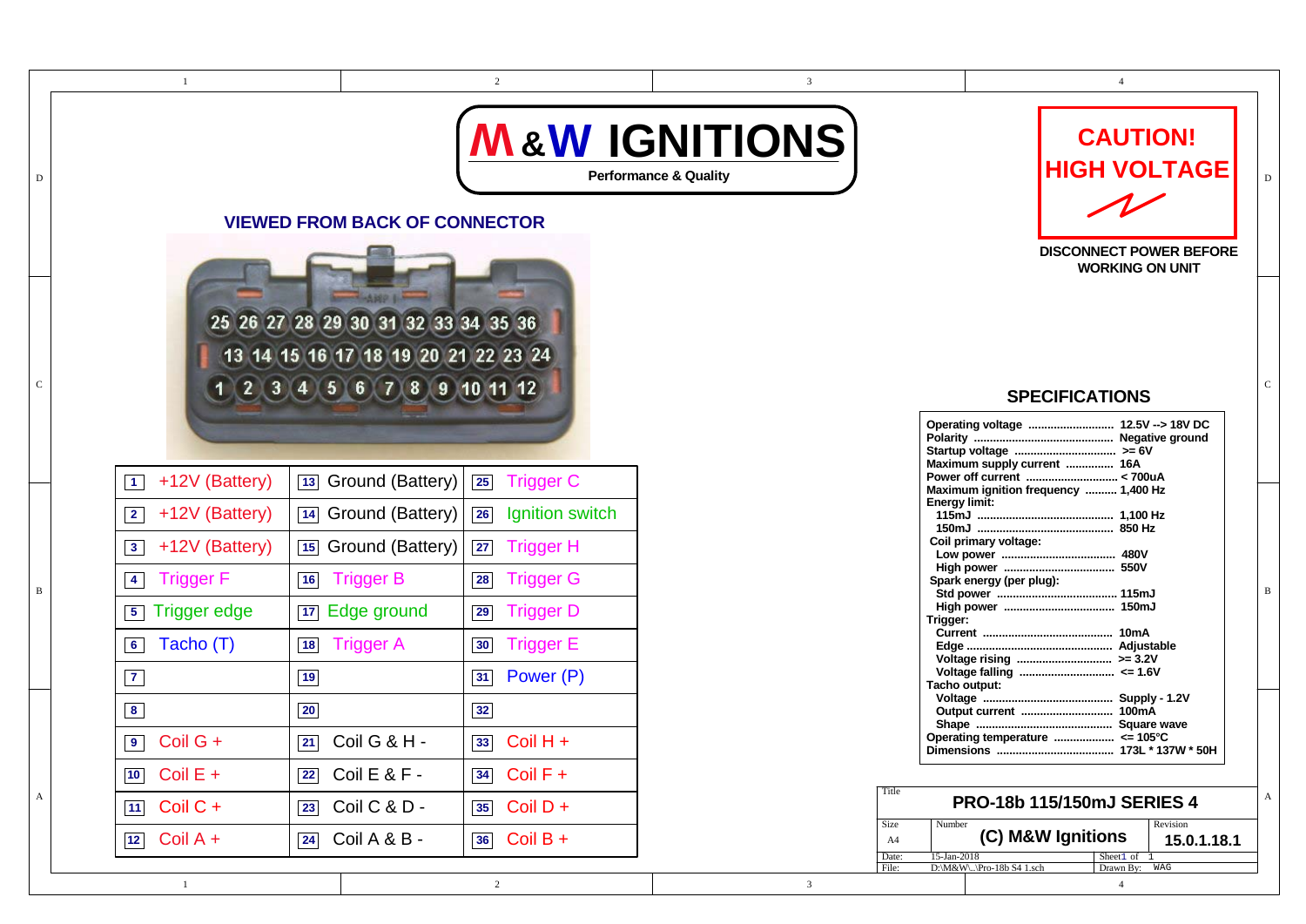# M & W IGNITIONS

**Performance & Quality**

## CAUTION! HIGH VOLTAGE

**DISCONNECT POWER BEFORE WORKING ON UNIT**

### VIEWED FROM BACK OF CONNECTOR

25 26 27 28 29 30 31 32 33 34 35 36
13 14 15 16 17 18 19 20 21 22 23 24
1 2 3 4 5 6 7 8 9 10 11 12

| Pin | Function | Pin | Function | Pin | Function |
|---|---|---|---|---|---|
| 1 | +12V (Battery) | 13 | Ground (Battery) | 25 | Trigger C |
| 2 | +12V (Battery) | 14 | Ground (Battery) | 26 | Ignition switch |
| 3 | +12V (Battery) | 15 | Ground (Battery) | 27 | Trigger H |
| 4 | Trigger F | 16 | Trigger B | 28 | Trigger G |
| 5 | Trigger edge | 17 | Edge ground | 29 | Trigger D |
| 6 | Tacho (T) | 18 | Trigger A | 30 | Trigger E |
| 7 | | 19 | | 31 | Power (P) |
| 8 | | 20 | | 32 | |
| 9 | Coil G + | 21 | Coil G & H - | 33 | Coil H + |
| 10 | Coil E + | 22 | Coil E & F - | 34 | Coil F + |
| 11 | Coil C + | 23 | Coil C & D - | 35 | Coil D + |
| 12 | Coil A + | 24 | Coil A & B - | 36 | Coil B + |

### SPECIFICATIONS

| Specification | Value |
|---|---|
| Operating voltage | 12.5V --> 18V DC |
| Polarity | Negative ground |
| Startup voltage | >= 6V |
| Maximum supply current | 16A |
| Power off current | < 700uA |
| Maximum ignition frequency | 1,400 Hz |
| **Energy limit:** | |
| 115mJ | 1,100 Hz |
| 150mJ | 850 Hz |
| **Coil primary voltage:** | |
| Low power | 480V |
| High power | 550V |
| **Spark energy (per plug):** | |
| Std power | 115mJ |
| High power | 150mJ |
| **Trigger:** | |
| Current | 10mA |
| Edge | Adjustable |
| Voltage rising | >= 3.2V |
| Voltage falling | <= 1.6V |
| **Tacho output:** | |
| Voltage | Supply - 1.2V |
| Output current | 100mA |
| Shape | Square wave |
| Operating temperature | <= 105°C |
| Dimensions | 173L * 137W * 50H |

| | |
|---|---|
| Title | PRO-18b 115/150mJ SERIES 4 |
| Size | A4 |
| Number | (C) M&W Ignitions |
| Revision | 15.0.1.18.1 |
| Date: | 15-Jan-2018 |
| Sheet | 1 of 1 |
| File: | D:\M&W\..\Pro-18b S4 1.sch |
| Drawn By: | WAG |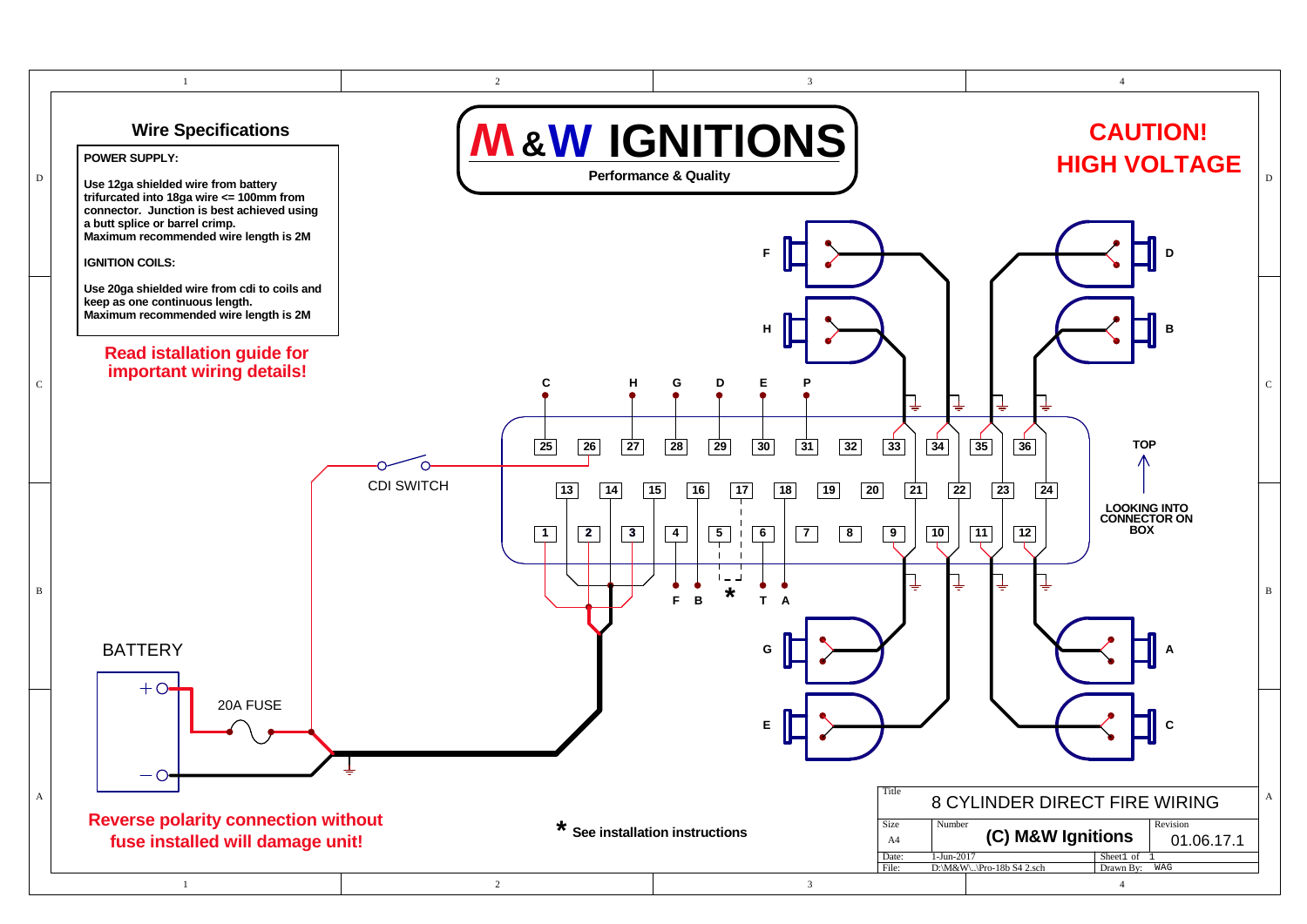# M & W IGNITIONS

**Performance & Quality**

## Wire Specifications

**POWER SUPPLY:**

**Use 12ga shielded wire from battery trifurcated into 18ga wire <= 100mm from connector. Junction is best achieved using a butt splice or barrel crimp. Maximum recommended wire length is 2M**

**IGNITION COILS:**

**Use 20ga shielded wire from cdi to coils and keep as one continuous length. Maximum recommended wire length is 2M**

**Read istallation guide for important wiring details!**

**CAUTION! HIGH VOLTAGE**

C H G D E P

25 26 27 28 29 30 31 32 33 34 35 36

13 14 15 16 17 18 19 20 21 22 23 24

1 2 3 4 5 6 7 8 9 10 11 12

F B * T A

F H G E D B A C

CDI SWITCH

BATTERY

20A FUSE

**TOP**

**LOOKING INTO CONNECTOR ON BOX**

**Reverse polarity connection without fuse installed will damage unit!**

**\* See installation instructions**

| Title | 8 CYLINDER DIRECT FIRE WIRING | |
|---|---|---|
| Size: A4 | Number: (C) M&W Ignitions | Revision: 01.06.17.1 |
| Date: 1-Jun-2017 | | Sheet 1 of 1 |
| File: D:\M&W\..\Pro-18b S4 2.sch | | Drawn By: WAG |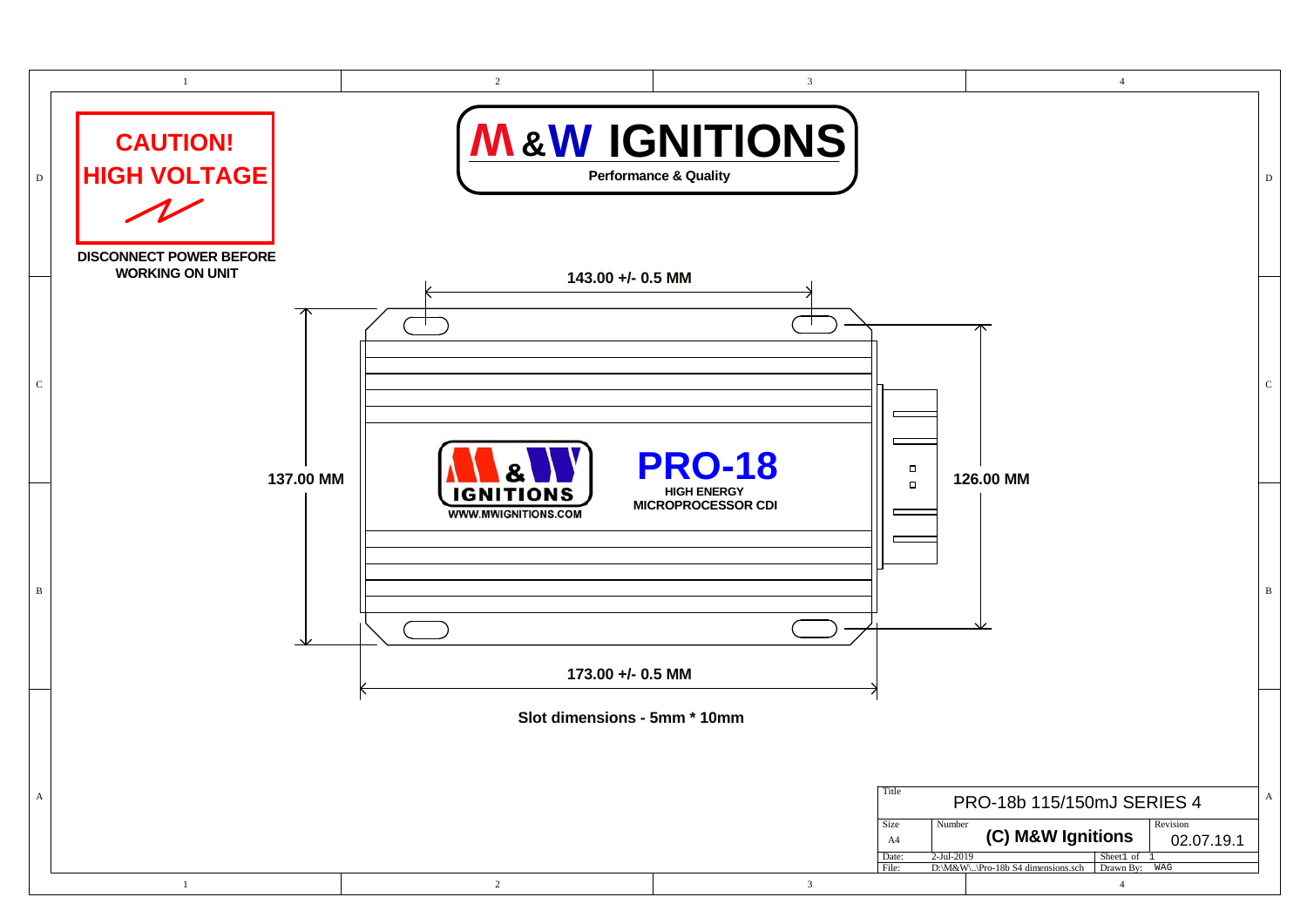**CAUTION!**
**HIGH VOLTAGE**

**DISCONNECT POWER BEFORE WORKING ON UNIT**

# M&W IGNITIONS

**Performance & Quality**

**143.00 +/- 0.5 MM**

**137.00 MM**

M&W IGNITIONS
WWW.MWIGNITIONS.COM

**PRO-18**
**HIGH ENERGY MICROPROCESSOR CDI**

**126.00 MM**

**173.00 +/- 0.5 MM**

**Slot dimensions - 5mm * 10mm**

| | | | |
|---|---|---|---|
| Title | PRO-18b 115/150mJ SERIES 4 | | |
| Size: A4 | Number: **(C) M&W Ignitions** | | Revision: 02.07.19.1 |
| Date: 2-Jul-2019 | | Sheet 1 of 1 | |
| File: D:\M&W\..\Pro-18b S4 dimensions.sch | | Drawn By: WAG | |